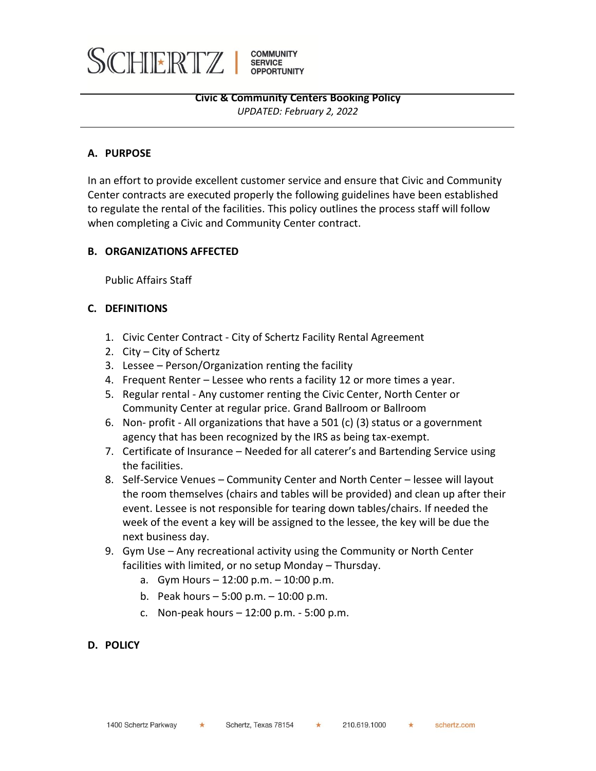# Civic & Community Centers Booking Policy

*UPDATED: February 2, 2022*

## A. PURPOSE

In an effort to provide excellent customer service and ensure that Civic and Community Center contracts are executed properly the following guidelines have been established to regulate the rental of the facilities. This policy outlines the process staff will follow when completing a Civic and Community Center contract.

## B. ORGANIZATIONS AFFECTED

Public Affairs Staff

## C. DEFINITIONS

1. Civic Center Contract - City of Schertz Facility Rental Agreement
2. City – City of Schertz
3. Lessee – Person/Organization renting the facility
4. Frequent Renter – Lessee who rents a facility 12 or more times a year.
5. Regular rental - Any customer renting the Civic Center, North Center or Community Center at regular price. Grand Ballroom or Ballroom
6. Non- profit - All organizations that have a 501 (c) (3) status or a government agency that has been recognized by the IRS as being tax-exempt.
7. Certificate of Insurance – Needed for all caterer's and Bartending Service using the facilities.
8. Self-Service Venues – Community Center and North Center – lessee will layout the room themselves (chairs and tables will be provided) and clean up after their event. Lessee is not responsible for tearing down tables/chairs. If needed the week of the event a key will be assigned to the lessee, the key will be due the next business day.
9. Gym Use – Any recreational activity using the Community or North Center facilities with limited, or no setup Monday – Thursday.
   a. Gym Hours – 12:00 p.m. – 10:00 p.m.
   b. Peak hours – 5:00 p.m. – 10:00 p.m.
   c. Non-peak hours – 12:00 p.m. - 5:00 p.m.

## D. POLICY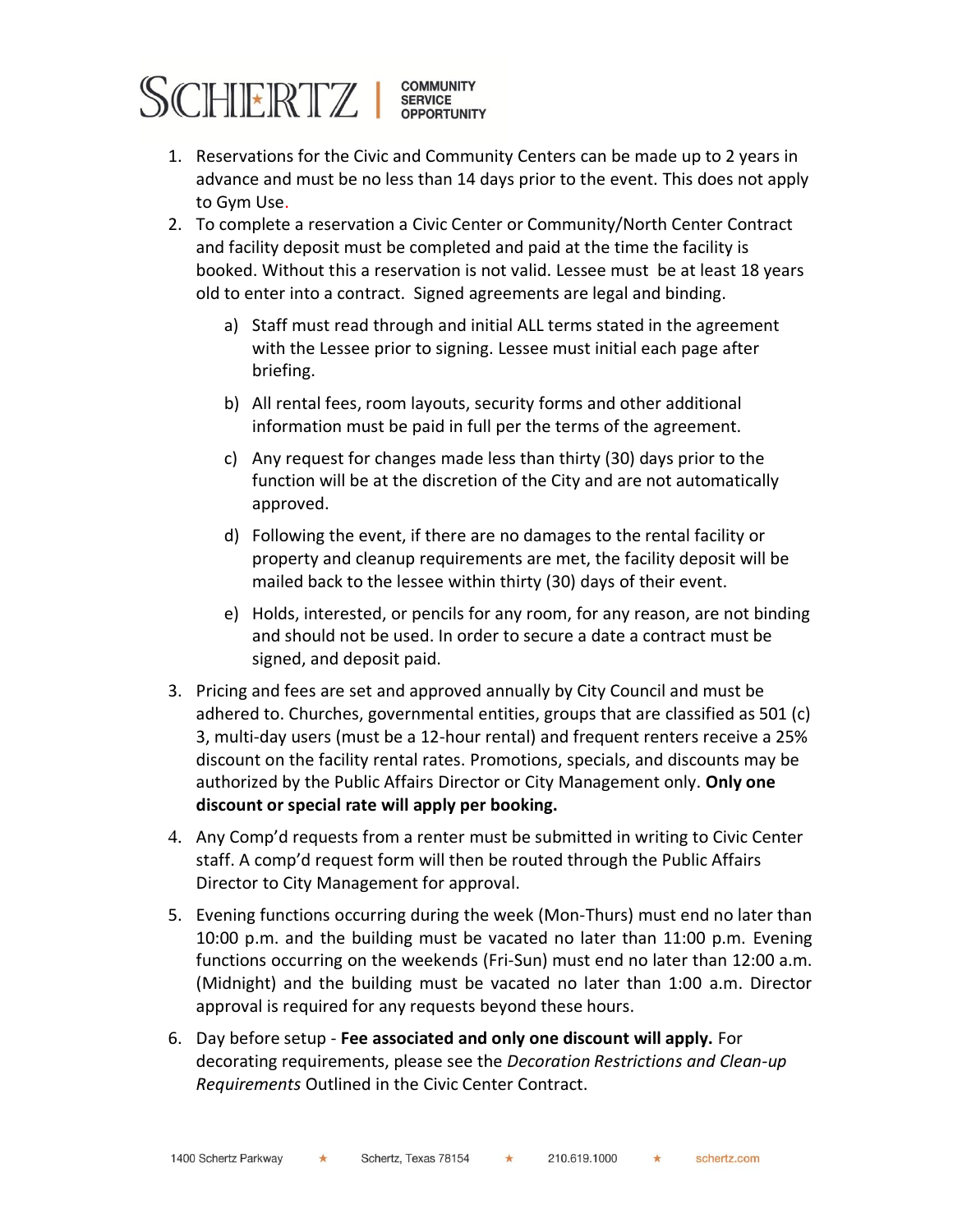1. Reservations for the Civic and Community Centers can be made up to 2 years in advance and must be no less than 14 days prior to the event. This does not apply to Gym Use.
2. To complete a reservation a Civic Center or Community/North Center Contract and facility deposit must be completed and paid at the time the facility is booked. Without this a reservation is not valid. Lessee must be at least 18 years old to enter into a contract. Signed agreements are legal and binding.
   a) Staff must read through and initial ALL terms stated in the agreement with the Lessee prior to signing. Lessee must initial each page after briefing.
   b) All rental fees, room layouts, security forms and other additional information must be paid in full per the terms of the agreement.
   c) Any request for changes made less than thirty (30) days prior to the function will be at the discretion of the City and are not automatically approved.
   d) Following the event, if there are no damages to the rental facility or property and cleanup requirements are met, the facility deposit will be mailed back to the lessee within thirty (30) days of their event.
   e) Holds, interested, or pencils for any room, for any reason, are not binding and should not be used. In order to secure a date a contract must be signed, and deposit paid.
3. Pricing and fees are set and approved annually by City Council and must be adhered to. Churches, governmental entities, groups that are classified as 501 (c) 3, multi-day users (must be a 12-hour rental) and frequent renters receive a 25% discount on the facility rental rates. Promotions, specials, and discounts may be authorized by the Public Affairs Director or City Management only. **Only one discount or special rate will apply per booking.**
4. Any Comp'd requests from a renter must be submitted in writing to Civic Center staff. A comp'd request form will then be routed through the Public Affairs Director to City Management for approval.
5. Evening functions occurring during the week (Mon-Thurs) must end no later than 10:00 p.m. and the building must be vacated no later than 11:00 p.m. Evening functions occurring on the weekends (Fri-Sun) must end no later than 12:00 a.m. (Midnight) and the building must be vacated no later than 1:00 a.m. Director approval is required for any requests beyond these hours.
6. Day before setup - **Fee associated and only one discount will apply.** For decorating requirements, please see the *Decoration Restrictions and Clean-up Requirements* Outlined in the Civic Center Contract.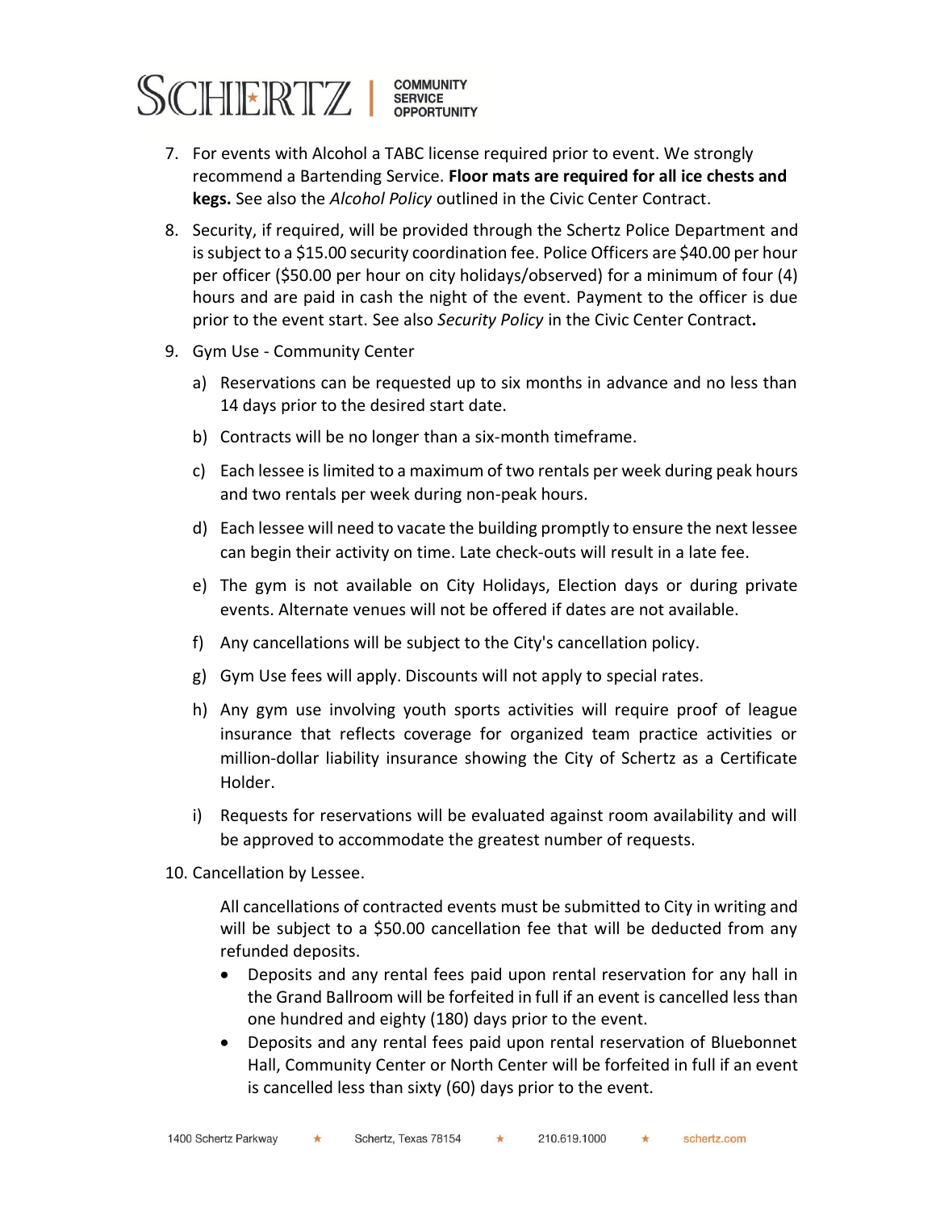7. For events with Alcohol a TABC license required prior to event. We strongly recommend a Bartending Service. **Floor mats are required for all ice chests and kegs.** See also the *Alcohol Policy* outlined in the Civic Center Contract.

8. Security, if required, will be provided through the Schertz Police Department and is subject to a $15.00 security coordination fee. Police Officers are $40.00 per hour per officer ($50.00 per hour on city holidays/observed) for a minimum of four (4) hours and are paid in cash the night of the event. Payment to the officer is due prior to the event start. See also *Security Policy* in the Civic Center Contract**.**

9. Gym Use - Community Center

   a) Reservations can be requested up to six months in advance and no less than 14 days prior to the desired start date.

   b) Contracts will be no longer than a six-month timeframe.

   c) Each lessee is limited to a maximum of two rentals per week during peak hours and two rentals per week during non-peak hours.

   d) Each lessee will need to vacate the building promptly to ensure the next lessee can begin their activity on time. Late check-outs will result in a late fee.

   e) The gym is not available on City Holidays, Election days or during private events. Alternate venues will not be offered if dates are not available.

   f) Any cancellations will be subject to the City's cancellation policy.

   g) Gym Use fees will apply. Discounts will not apply to special rates.

   h) Any gym use involving youth sports activities will require proof of league insurance that reflects coverage for organized team practice activities or million-dollar liability insurance showing the City of Schertz as a Certificate Holder.

   i) Requests for reservations will be evaluated against room availability and will be approved to accommodate the greatest number of requests.

10. Cancellation by Lessee.

    All cancellations of contracted events must be submitted to City in writing and will be subject to a $50.00 cancellation fee that will be deducted from any refunded deposits.

    - Deposits and any rental fees paid upon rental reservation for any hall in the Grand Ballroom will be forfeited in full if an event is cancelled less than one hundred and eighty (180) days prior to the event.
    - Deposits and any rental fees paid upon rental reservation of Bluebonnet Hall, Community Center or North Center will be forfeited in full if an event is cancelled less than sixty (60) days prior to the event.